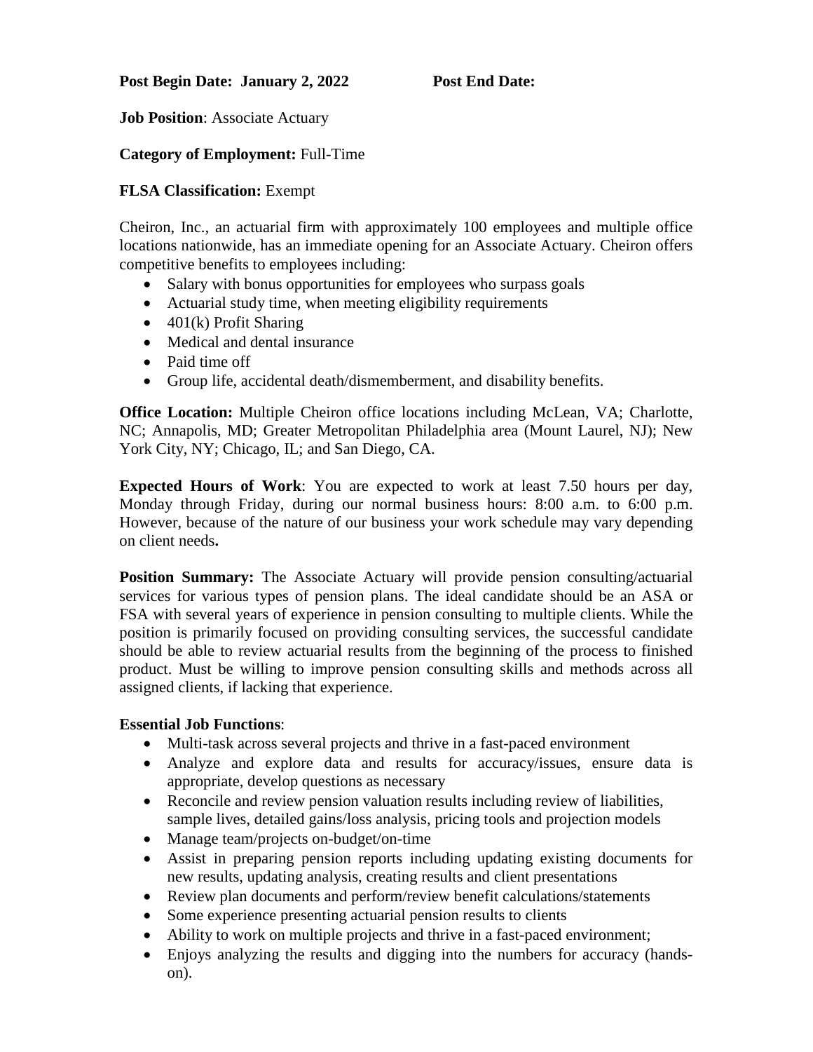**Post Begin Date: January 2, 2022** **Post End Date:**

**Job Position**: Associate Actuary

**Category of Employment:** Full-Time

**FLSA Classification:** Exempt

Cheiron, Inc., an actuarial firm with approximately 100 employees and multiple office locations nationwide, has an immediate opening for an Associate Actuary. Cheiron offers competitive benefits to employees including:

- Salary with bonus opportunities for employees who surpass goals
- Actuarial study time, when meeting eligibility requirements
- 401(k) Profit Sharing
- Medical and dental insurance
- Paid time off
- Group life, accidental death/dismemberment, and disability benefits.

**Office Location:** Multiple Cheiron office locations including McLean, VA; Charlotte, NC; Annapolis, MD; Greater Metropolitan Philadelphia area (Mount Laurel, NJ); New York City, NY; Chicago, IL; and San Diego, CA.

**Expected Hours of Work**: You are expected to work at least 7.50 hours per day, Monday through Friday, during our normal business hours: 8:00 a.m. to 6:00 p.m. However, because of the nature of our business your work schedule may vary depending on client needs**.**

**Position Summary:** The Associate Actuary will provide pension consulting/actuarial services for various types of pension plans. The ideal candidate should be an ASA or FSA with several years of experience in pension consulting to multiple clients. While the position is primarily focused on providing consulting services, the successful candidate should be able to review actuarial results from the beginning of the process to finished product. Must be willing to improve pension consulting skills and methods across all assigned clients, if lacking that experience.

**Essential Job Functions**:

- Multi-task across several projects and thrive in a fast-paced environment
- Analyze and explore data and results for accuracy/issues, ensure data is appropriate, develop questions as necessary
- Reconcile and review pension valuation results including review of liabilities, sample lives, detailed gains/loss analysis, pricing tools and projection models
- Manage team/projects on-budget/on-time
- Assist in preparing pension reports including updating existing documents for new results, updating analysis, creating results and client presentations
- Review plan documents and perform/review benefit calculations/statements
- Some experience presenting actuarial pension results to clients
- Ability to work on multiple projects and thrive in a fast-paced environment;
- Enjoys analyzing the results and digging into the numbers for accuracy (hands-on).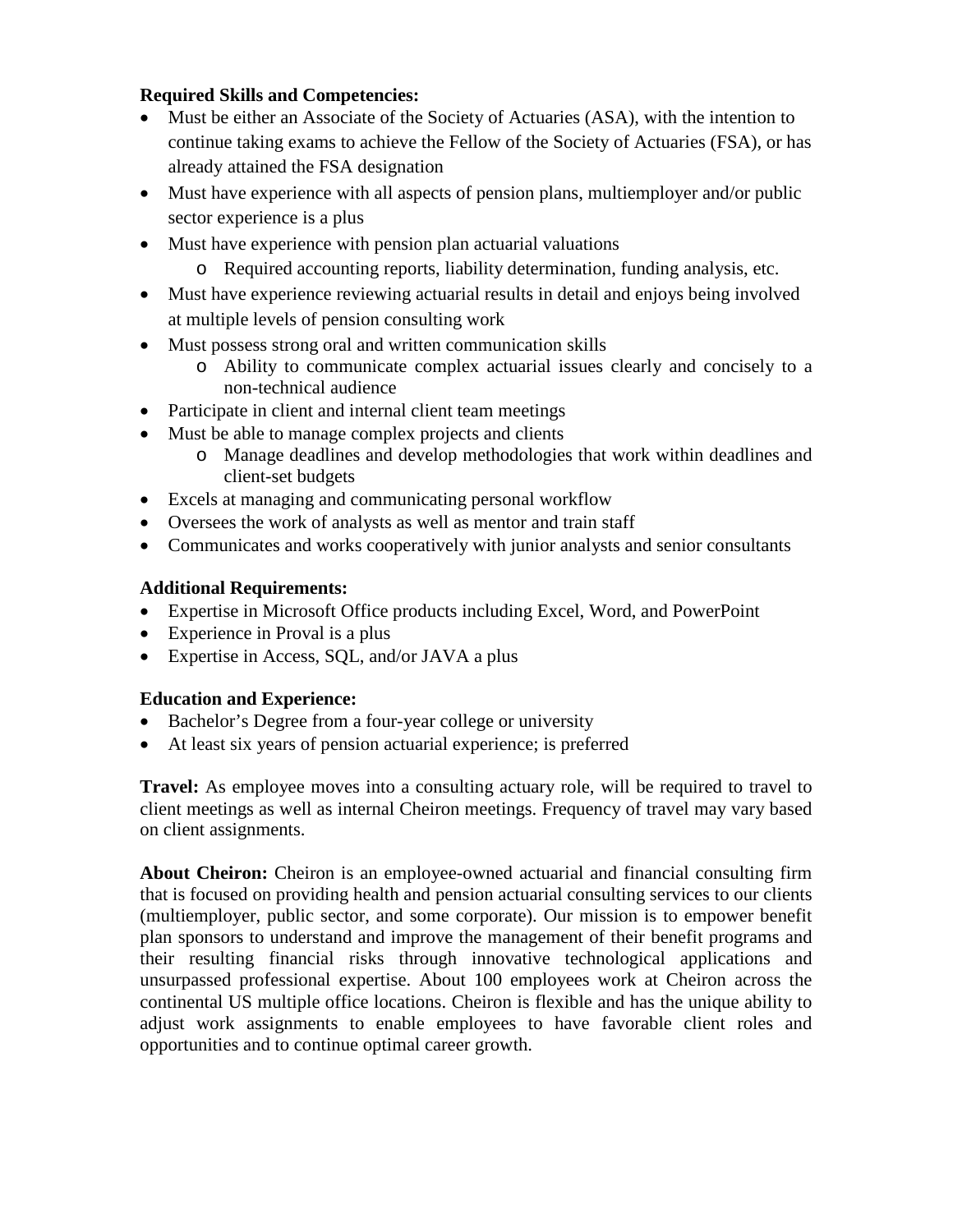**Required Skills and Competencies:**

- Must be either an Associate of the Society of Actuaries (ASA), with the intention to continue taking exams to achieve the Fellow of the Society of Actuaries (FSA), or has already attained the FSA designation
- Must have experience with all aspects of pension plans, multiemployer and/or public sector experience is a plus
- Must have experience with pension plan actuarial valuations
    - Required accounting reports, liability determination, funding analysis, etc.
- Must have experience reviewing actuarial results in detail and enjoys being involved at multiple levels of pension consulting work
- Must possess strong oral and written communication skills
    - Ability to communicate complex actuarial issues clearly and concisely to a non-technical audience
- Participate in client and internal client team meetings
- Must be able to manage complex projects and clients
    - Manage deadlines and develop methodologies that work within deadlines and client-set budgets
- Excels at managing and communicating personal workflow
- Oversees the work of analysts as well as mentor and train staff
- Communicates and works cooperatively with junior analysts and senior consultants

**Additional Requirements:**

- Expertise in Microsoft Office products including Excel, Word, and PowerPoint
- Experience in Proval is a plus
- Expertise in Access, SQL, and/or JAVA a plus

**Education and Experience:**

- Bachelor's Degree from a four-year college or university
- At least six years of pension actuarial experience; is preferred

**Travel:** As employee moves into a consulting actuary role, will be required to travel to client meetings as well as internal Cheiron meetings. Frequency of travel may vary based on client assignments.

**About Cheiron:** Cheiron is an employee-owned actuarial and financial consulting firm that is focused on providing health and pension actuarial consulting services to our clients (multiemployer, public sector, and some corporate). Our mission is to empower benefit plan sponsors to understand and improve the management of their benefit programs and their resulting financial risks through innovative technological applications and unsurpassed professional expertise. About 100 employees work at Cheiron across the continental US multiple office locations. Cheiron is flexible and has the unique ability to adjust work assignments to enable employees to have favorable client roles and opportunities and to continue optimal career growth.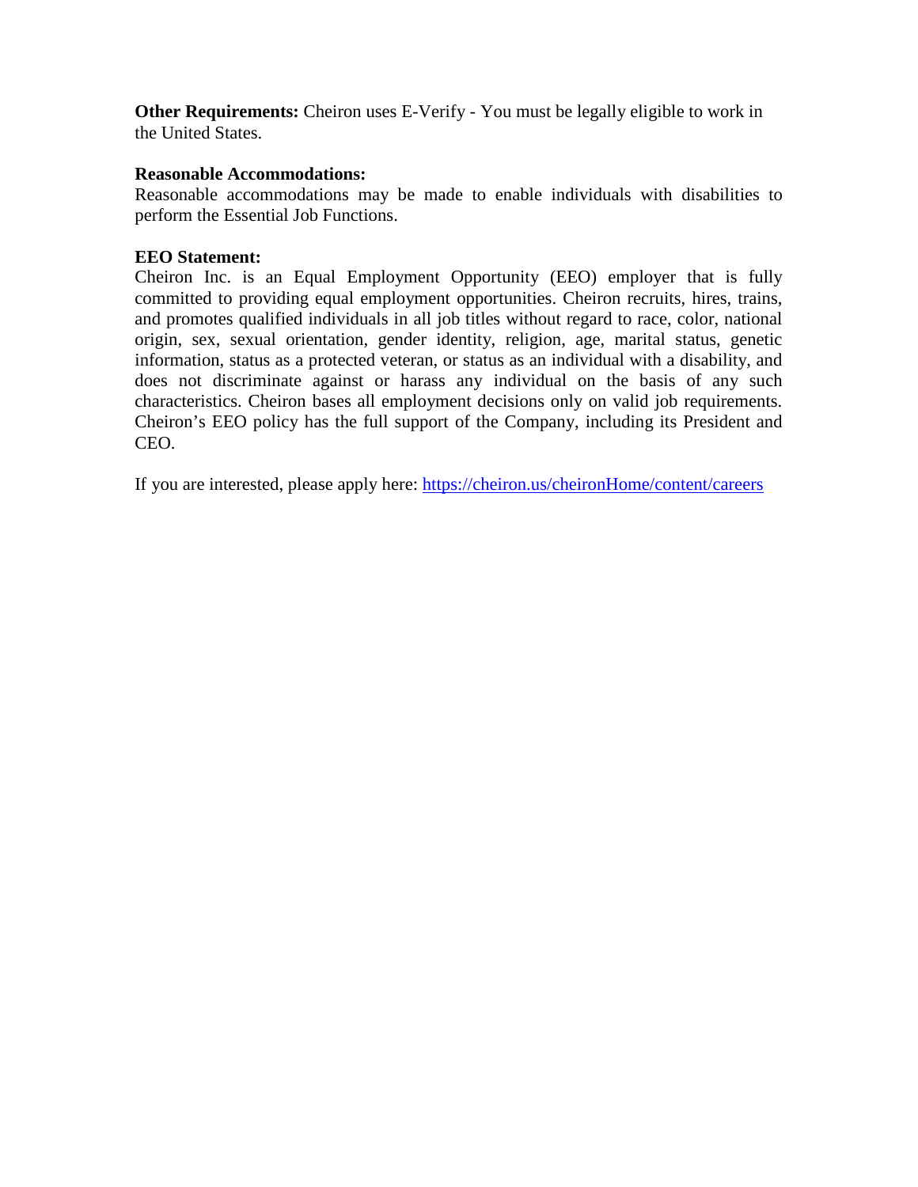**Other Requirements:** Cheiron uses E-Verify - You must be legally eligible to work in the United States.

**Reasonable Accommodations:**
Reasonable accommodations may be made to enable individuals with disabilities to perform the Essential Job Functions.

**EEO Statement:**
Cheiron Inc. is an Equal Employment Opportunity (EEO) employer that is fully committed to providing equal employment opportunities. Cheiron recruits, hires, trains, and promotes qualified individuals in all job titles without regard to race, color, national origin, sex, sexual orientation, gender identity, religion, age, marital status, genetic information, status as a protected veteran, or status as an individual with a disability, and does not discriminate against or harass any individual on the basis of any such characteristics. Cheiron bases all employment decisions only on valid job requirements. Cheiron's EEO policy has the full support of the Company, including its President and CEO.

If you are interested, please apply here: [https://cheiron.us/cheironHome/content/careers](https://cheiron.us/cheironHome/content/careers)